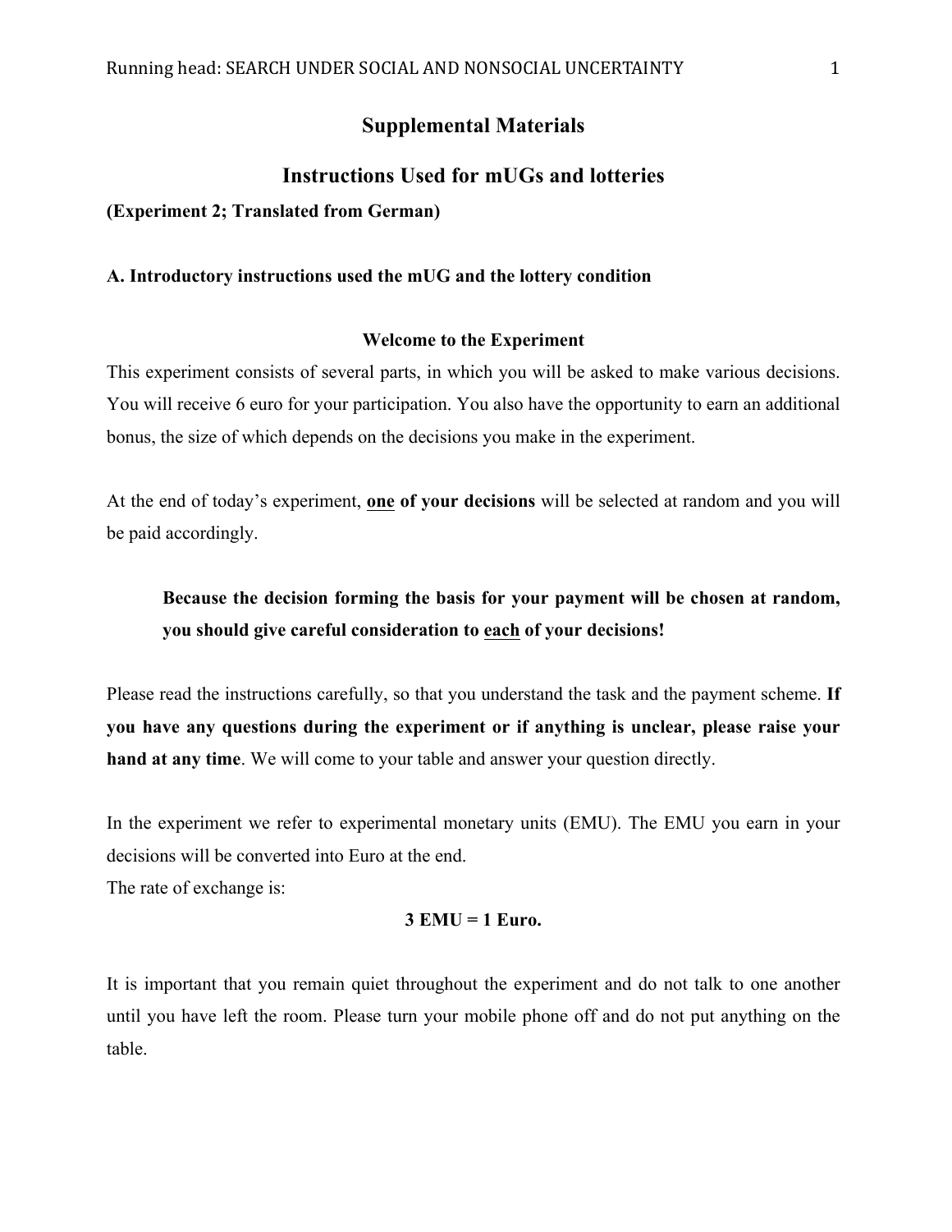# Supplemental Materials

## Instructions Used for mUGs and lotteries

**(Experiment 2; Translated from German)**

**A. Introductory instructions used the mUG and the lottery condition**

### Welcome to the Experiment

This experiment consists of several parts, in which you will be asked to make various decisions. You will receive 6 euro for your participation. You also have the opportunity to earn an additional bonus, the size of which depends on the decisions you make in the experiment.

At the end of today's experiment, **one of your decisions** will be selected at random and you will be paid accordingly.

> **Because the decision forming the basis for your payment will be chosen at random, you should give careful consideration to each of your decisions!**

Please read the instructions carefully, so that you understand the task and the payment scheme. **If you have any questions during the experiment or if anything is unclear, please raise your hand at any time**. We will come to your table and answer your question directly.

In the experiment we refer to experimental monetary units (EMU). The EMU you earn in your decisions will be converted into Euro at the end.
The rate of exchange is:

**3 EMU = 1 Euro.**

It is important that you remain quiet throughout the experiment and do not talk to one another until you have left the room. Please turn your mobile phone off and do not put anything on the table.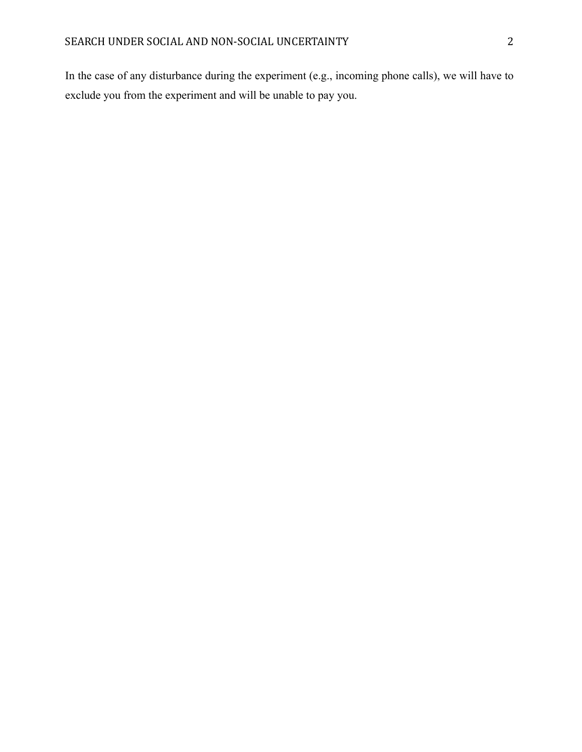In the case of any disturbance during the experiment (e.g., incoming phone calls), we will have to exclude you from the experiment and will be unable to pay you.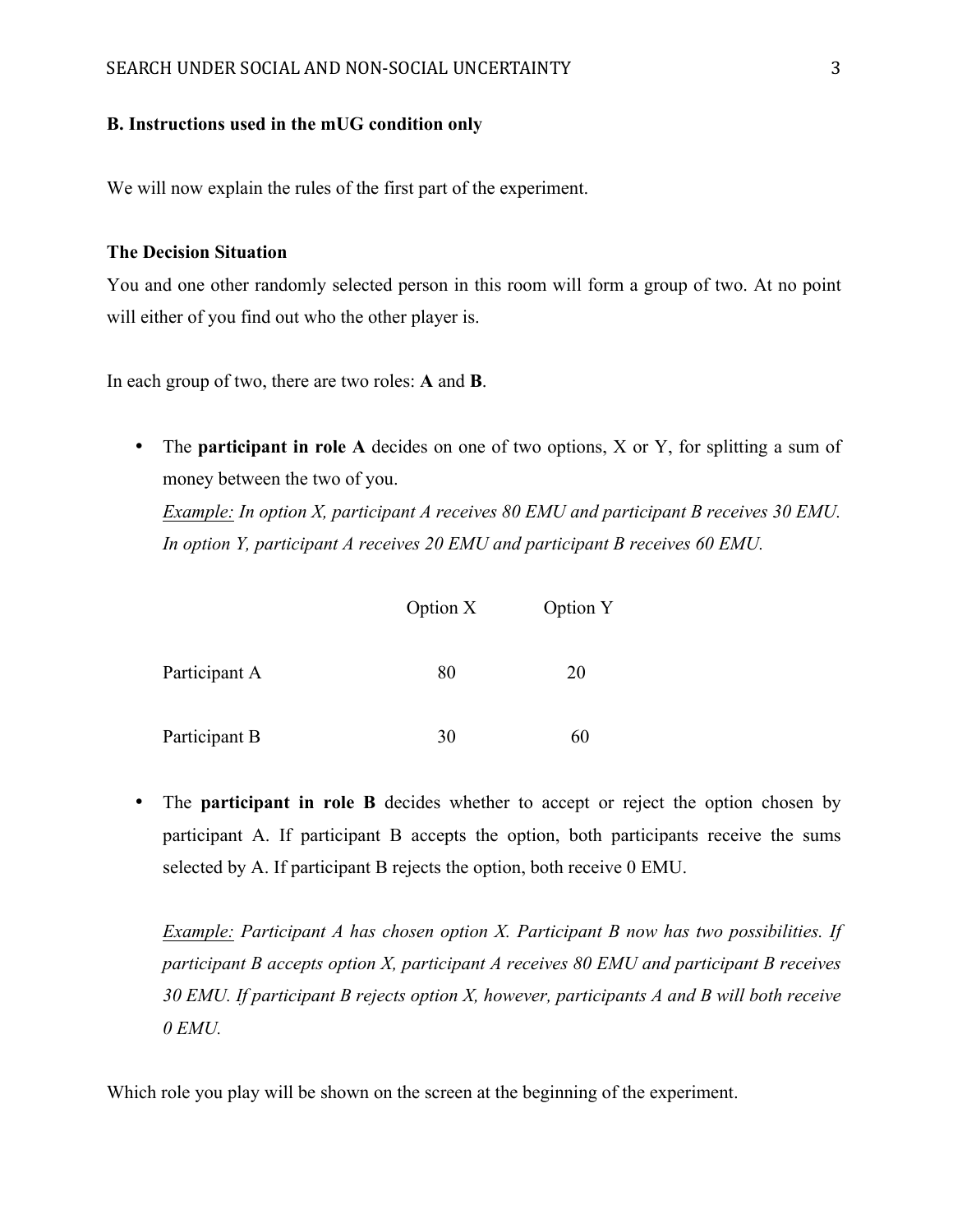**B. Instructions used in the mUG condition only**

We will now explain the rules of the first part of the experiment.

**The Decision Situation**

You and one other randomly selected person in this room will form a group of two. At no point will either of you find out who the other player is.

In each group of two, there are two roles: **A** and **B**.

- The **participant in role A** decides on one of two options, X or Y, for splitting a sum of money between the two of you.
  *Example: In option X, participant A receives 80 EMU and participant B receives 30 EMU. In option Y, participant A receives 20 EMU and participant B receives 60 EMU.*

| | Option X | Option Y |
|---|---|---|
| Participant A | 80 | 20 |
| Participant B | 30 | 60 |

- The **participant in role B** decides whether to accept or reject the option chosen by participant A. If participant B accepts the option, both participants receive the sums selected by A. If participant B rejects the option, both receive 0 EMU.

  *Example: Participant A has chosen option X. Participant B now has two possibilities. If participant B accepts option X, participant A receives 80 EMU and participant B receives 30 EMU. If participant B rejects option X, however, participants A and B will both receive 0 EMU.*

Which role you play will be shown on the screen at the beginning of the experiment.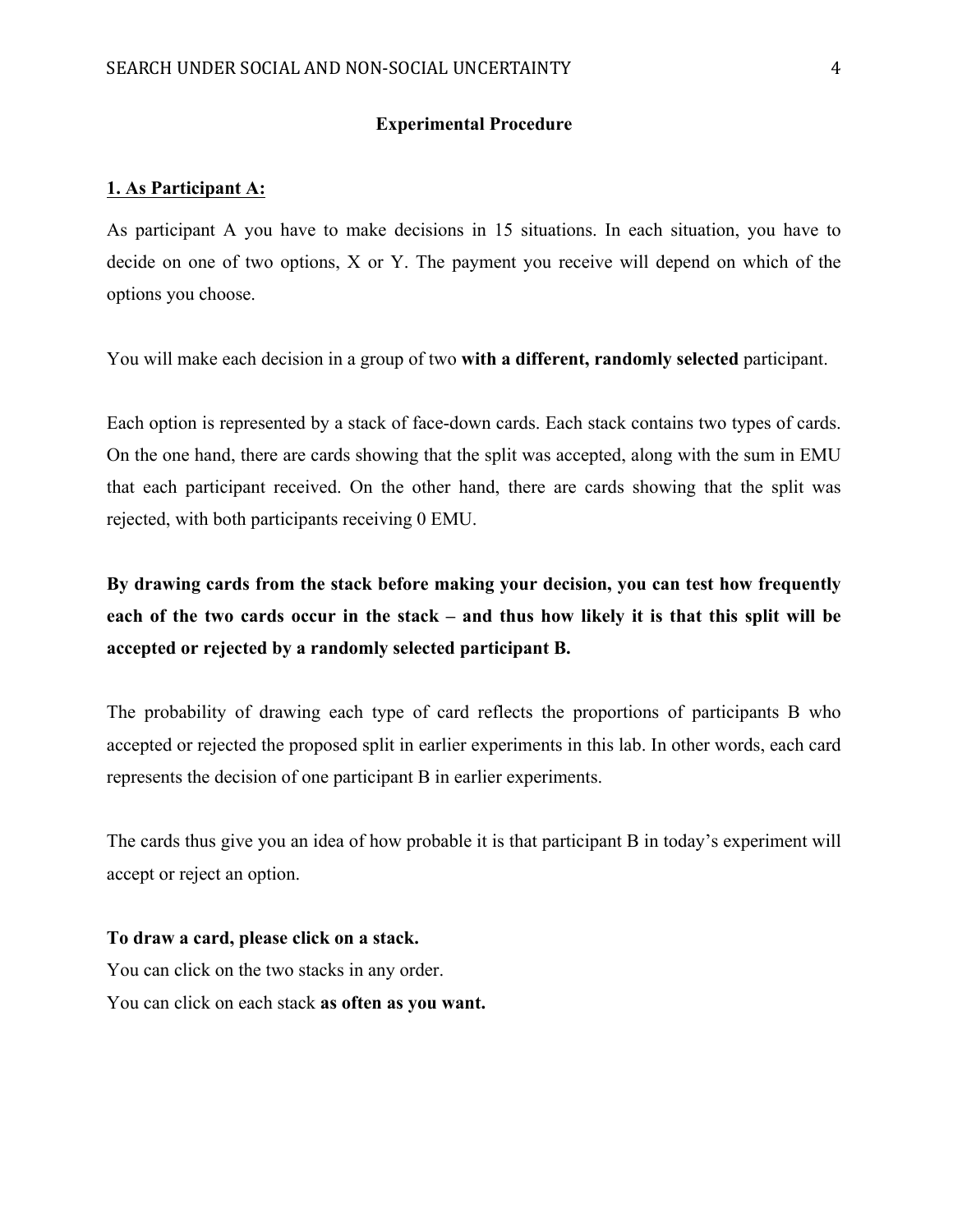**Experimental Procedure**

**<u>1. As Participant A:</u>**

As participant A you have to make decisions in 15 situations. In each situation, you have to decide on one of two options, X or Y. The payment you receive will depend on which of the options you choose.

You will make each decision in a group of two **with a different, randomly selected** participant.

Each option is represented by a stack of face-down cards. Each stack contains two types of cards. On the one hand, there are cards showing that the split was accepted, along with the sum in EMU that each participant received. On the other hand, there are cards showing that the split was rejected, with both participants receiving 0 EMU.

**By drawing cards from the stack before making your decision, you can test how frequently each of the two cards occur in the stack – and thus how likely it is that this split will be accepted or rejected by a randomly selected participant B.**

The probability of drawing each type of card reflects the proportions of participants B who accepted or rejected the proposed split in earlier experiments in this lab. In other words, each card represents the decision of one participant B in earlier experiments.

The cards thus give you an idea of how probable it is that participant B in today's experiment will accept or reject an option.

**To draw a card, please click on a stack.**
You can click on the two stacks in any order.
You can click on each stack **as often as you want.**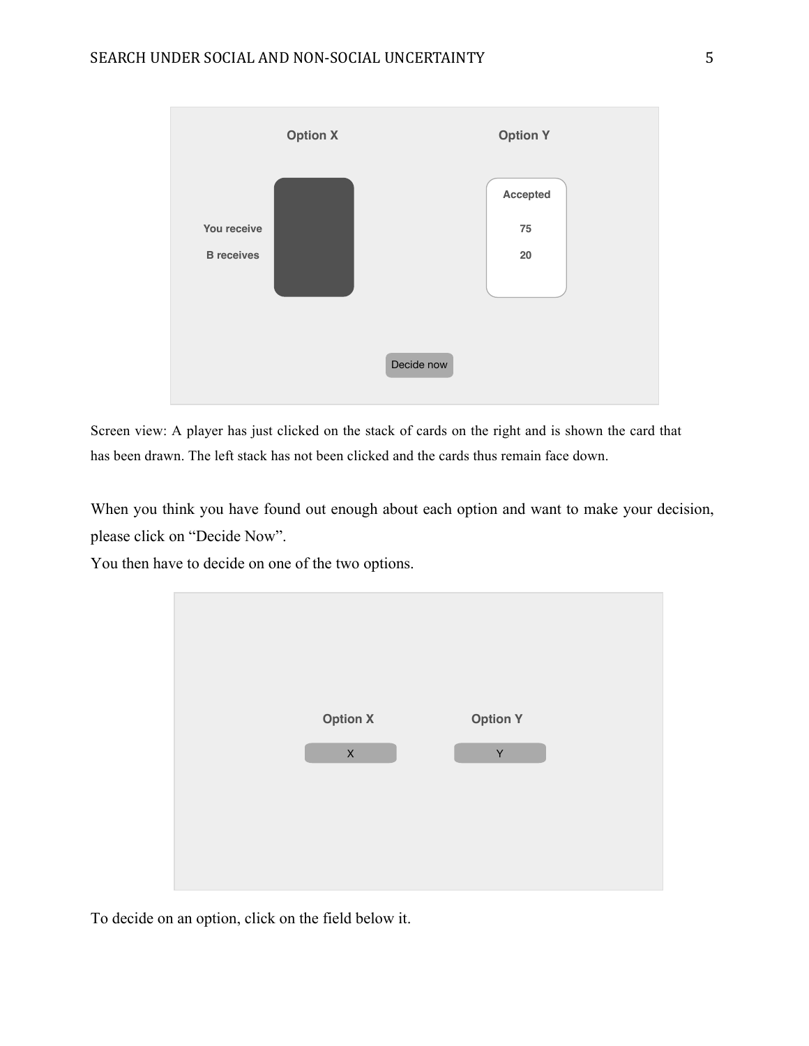Option X

Option Y

You receive

B receives

Accepted

75

20

Decide now

Screen view: A player has just clicked on the stack of cards on the right and is shown the card that has been drawn. The left stack has not been clicked and the cards thus remain face down.

When you think you have found out enough about each option and want to make your decision, please click on "Decide Now".
You then have to decide on one of the two options.

Option X

X

Option Y

Y

To decide on an option, click on the field below it.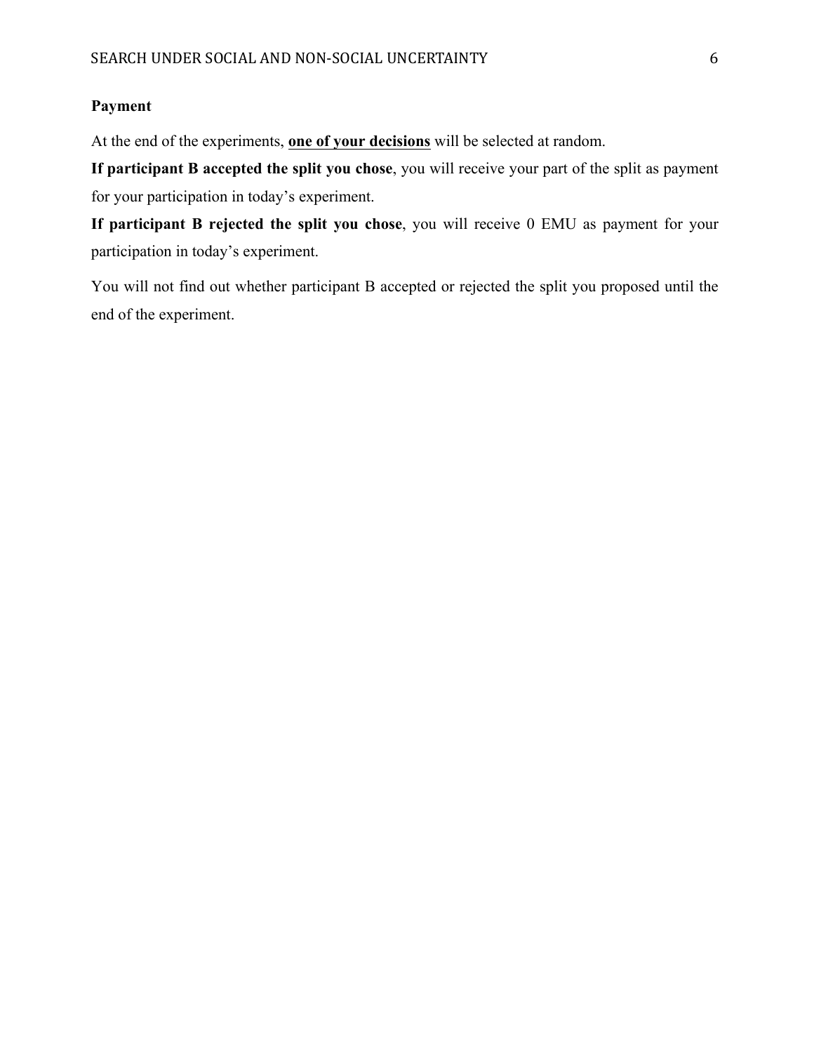**Payment**

At the end of the experiments, **<u>one of your decisions</u>** will be selected at random.

**If participant B accepted the split you chose**, you will receive your part of the split as payment for your participation in today's experiment.

**If participant B rejected the split you chose**, you will receive 0 EMU as payment for your participation in today's experiment.

You will not find out whether participant B accepted or rejected the split you proposed until the end of the experiment.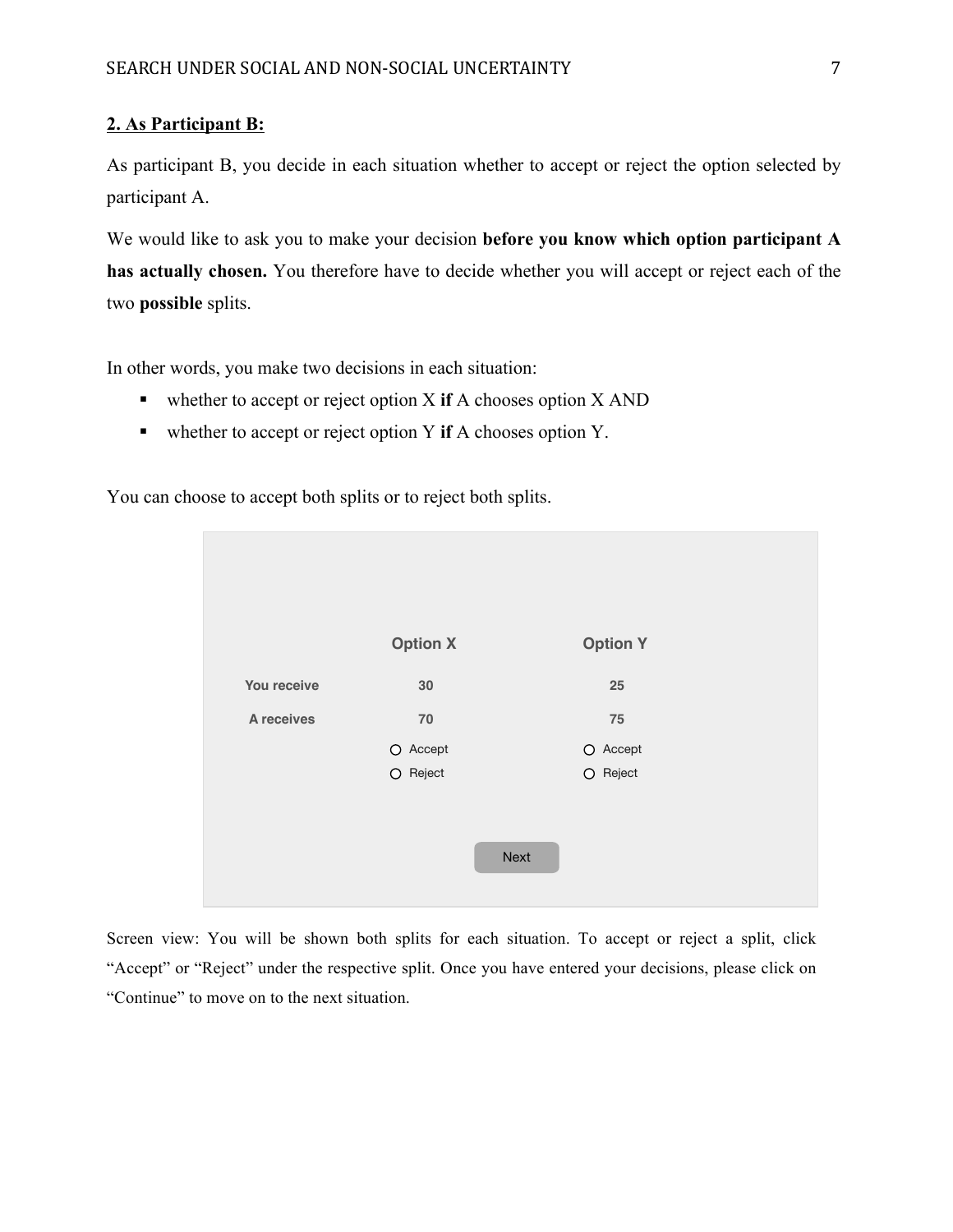**2. As Participant B:**

As participant B, you decide in each situation whether to accept or reject the option selected by participant A.

We would like to ask you to make your decision **before you know which option participant A has actually chosen.** You therefore have to decide whether you will accept or reject each of the two **possible** splits.

In other words, you make two decisions in each situation:

- whether to accept or reject option X **if** A chooses option X AND
- whether to accept or reject option Y **if** A chooses option Y.

You can choose to accept both splits or to reject both splits.

| | Option X | Option Y |
|---|---|---|
| You receive | 30 | 25 |
| A receives | 70 | 75 |
| | ○ Accept<br>○ Reject | ○ Accept<br>○ Reject |

Next

Screen view: You will be shown both splits for each situation. To accept or reject a split, click "Accept" or "Reject" under the respective split. Once you have entered your decisions, please click on "Continue" to move on to the next situation.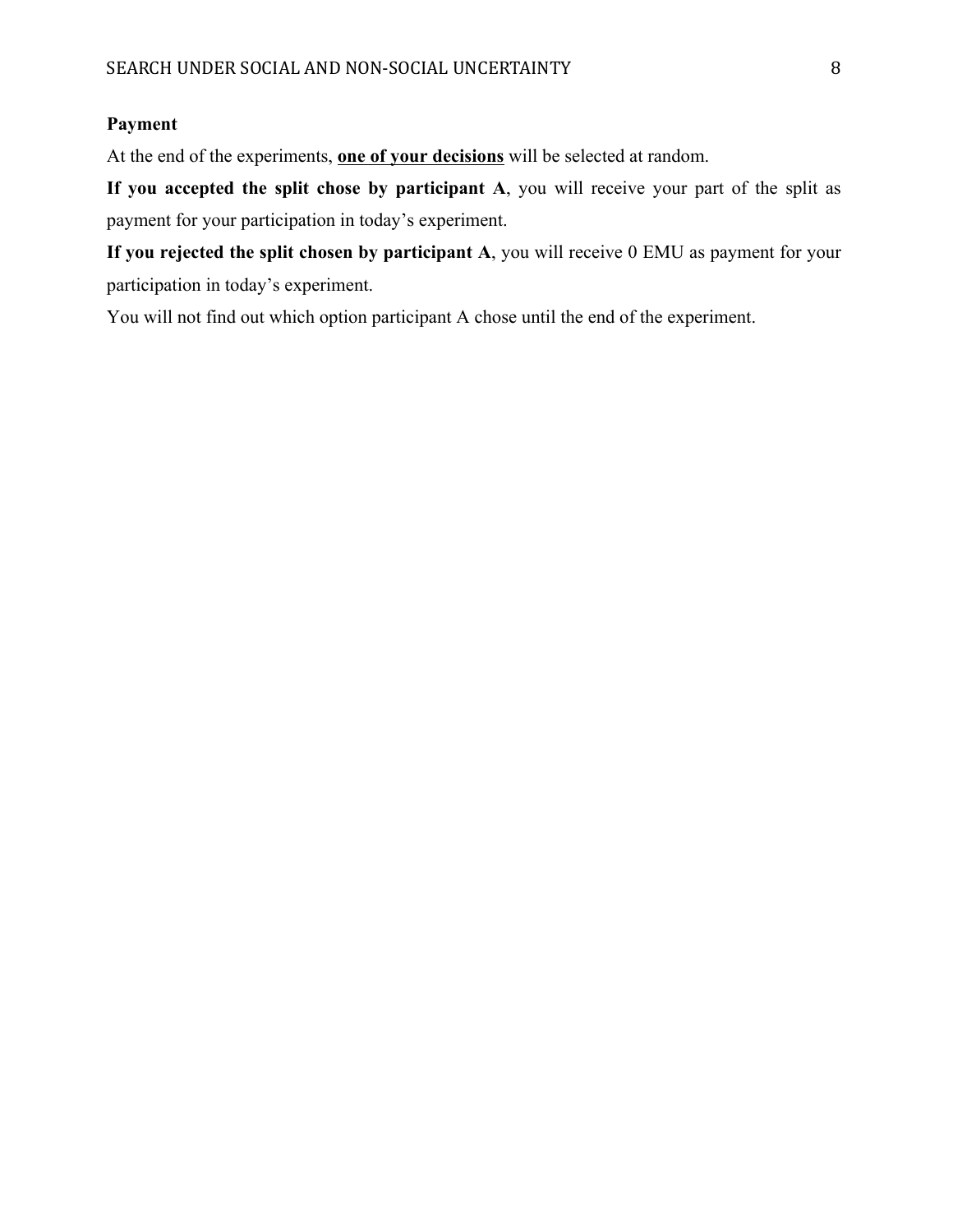**Payment**

At the end of the experiments, **<u>one of your decisions</u>** will be selected at random.

**If you accepted the split chose by participant A**, you will receive your part of the split as payment for your participation in today's experiment.

**If you rejected the split chosen by participant A**, you will receive 0 EMU as payment for your participation in today's experiment.

You will not find out which option participant A chose until the end of the experiment.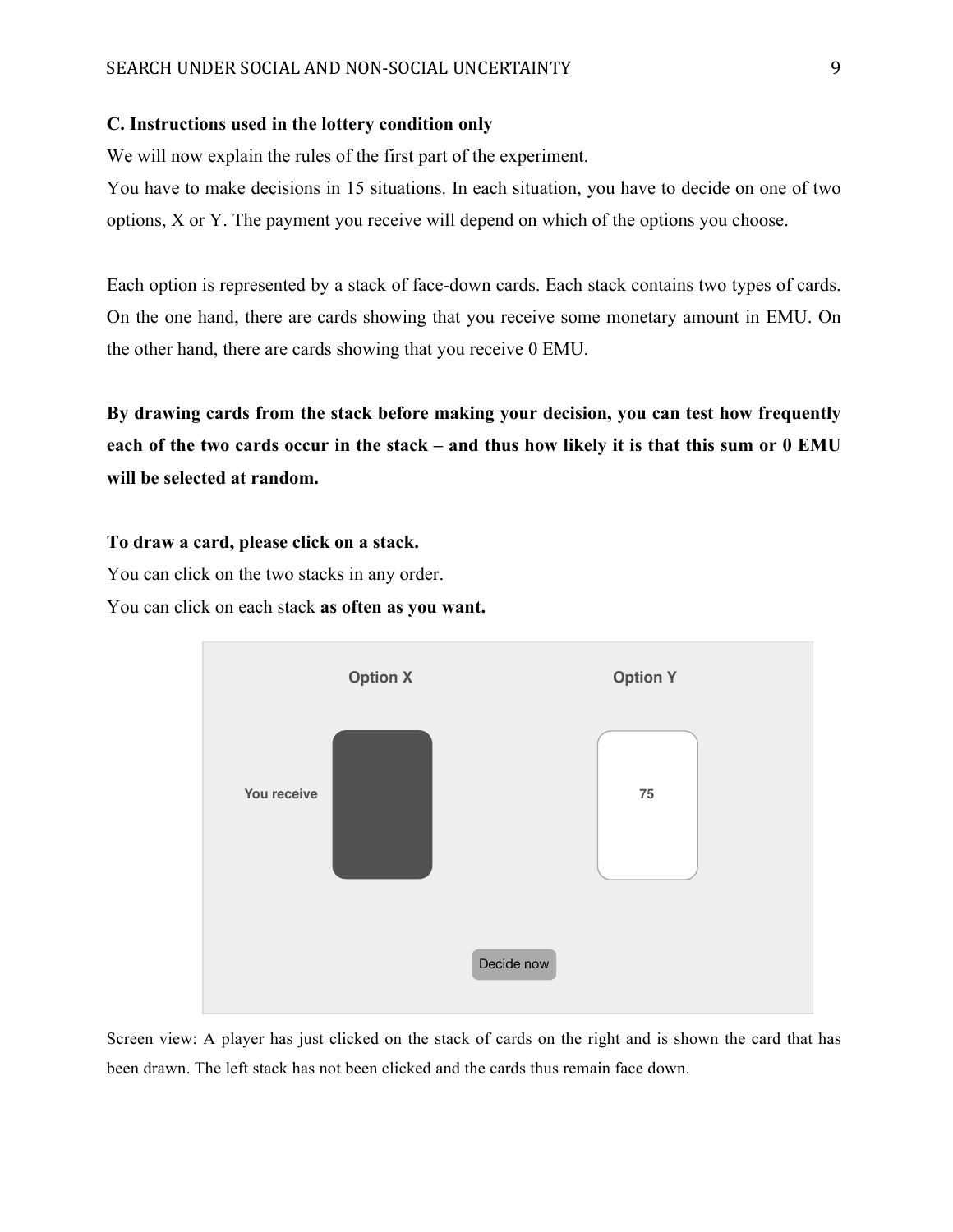**C. Instructions used in the lottery condition only**

We will now explain the rules of the first part of the experiment.

You have to make decisions in 15 situations. In each situation, you have to decide on one of two options, X or Y. The payment you receive will depend on which of the options you choose.

Each option is represented by a stack of face-down cards. Each stack contains two types of cards. On the one hand, there are cards showing that you receive some monetary amount in EMU. On the other hand, there are cards showing that you receive 0 EMU.

**By drawing cards from the stack before making your decision, you can test how frequently each of the two cards occur in the stack – and thus how likely it is that this sum or 0 EMU will be selected at random.**

**To draw a card, please click on a stack.**

You can click on the two stacks in any order.

You can click on each stack **as often as you want.**

Option X

Option Y

You receive

75

Decide now

Screen view: A player has just clicked on the stack of cards on the right and is shown the card that has been drawn. The left stack has not been clicked and the cards thus remain face down.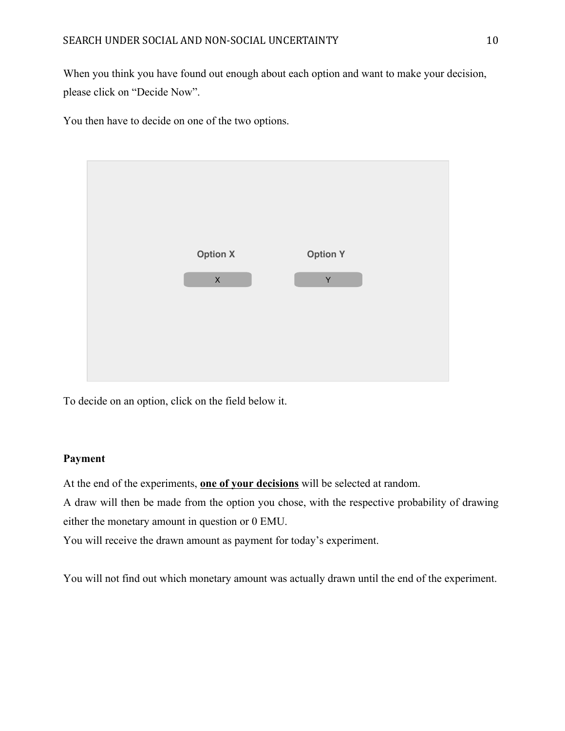When you think you have found out enough about each option and want to make your decision, please click on “Decide Now”.

You then have to decide on one of the two options.

Option X

X

Option Y

Y

To decide on an option, click on the field below it.

**Payment**

At the end of the experiments, **one of your decisions** will be selected at random.
A draw will then be made from the option you chose, with the respective probability of drawing either the monetary amount in question or 0 EMU.
You will receive the drawn amount as payment for today’s experiment.

You will not find out which monetary amount was actually drawn until the end of the experiment.